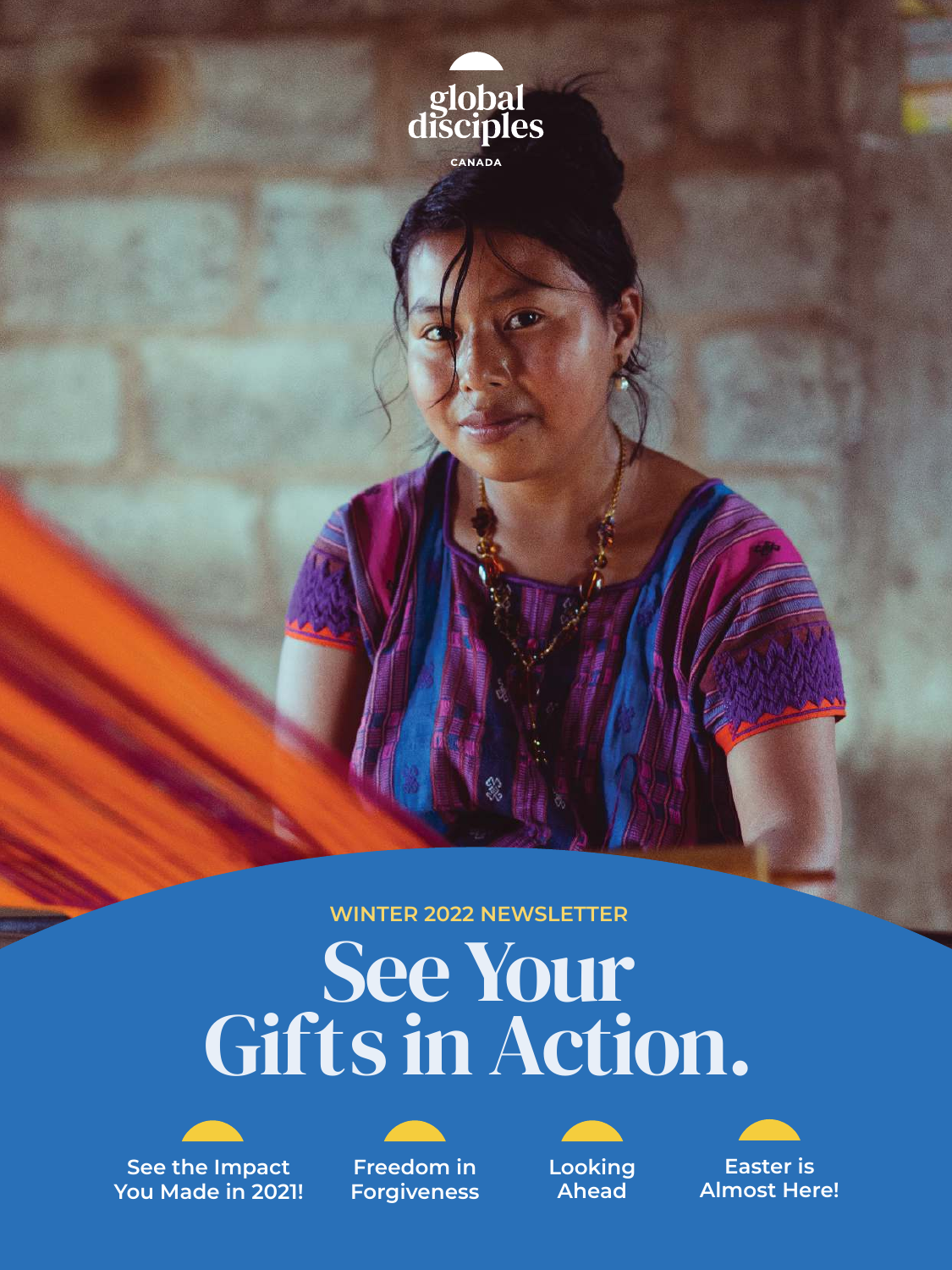global disciples

CANADA

WINTER 2022 NEWSLETTER

# See Your Gifts in Action.

- See the Impact You Made in 2021!
- Freedom in Forgiveness
- Looking Ahead
- Easter is Almost Here!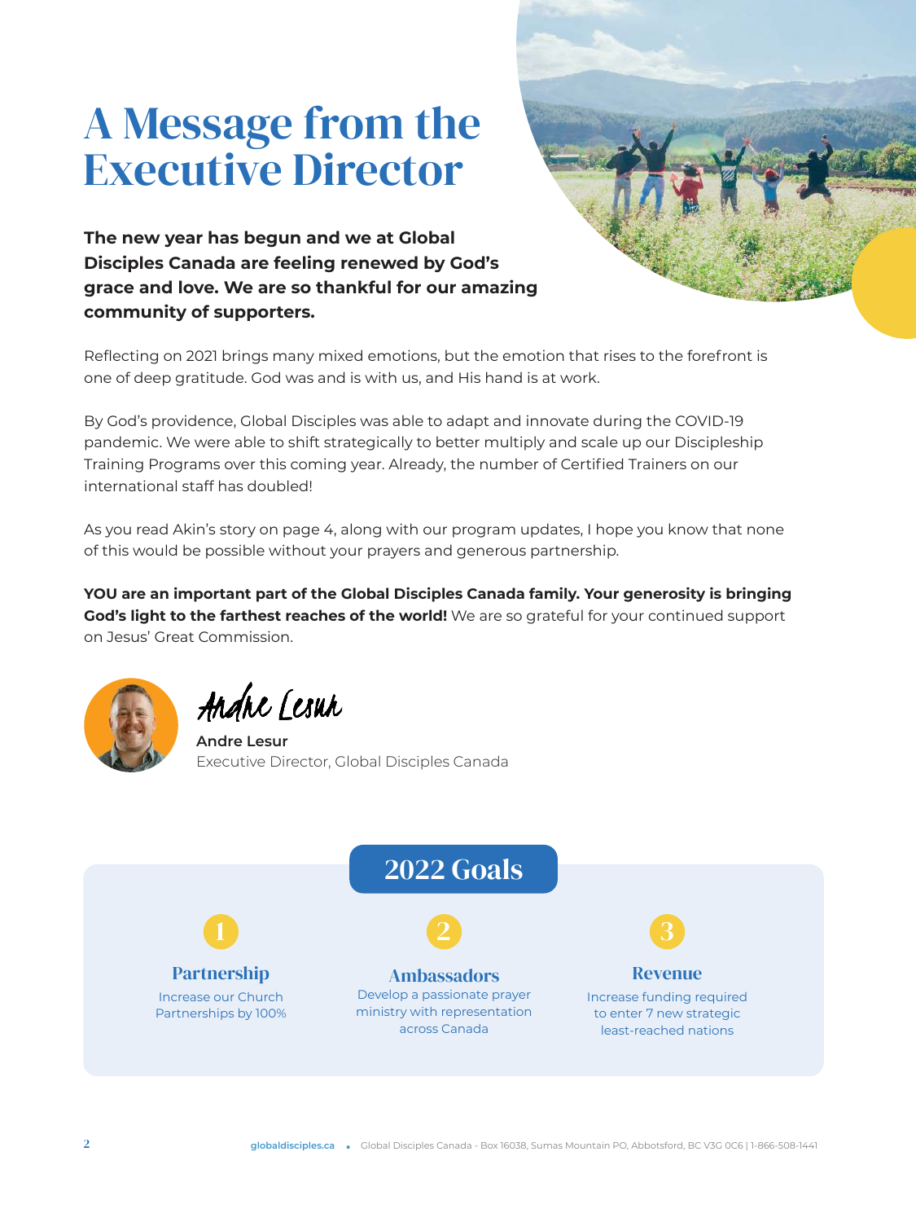# A Message from the Executive Director

**The new year has begun and we at Global Disciples Canada are feeling renewed by God's grace and love. We are so thankful for our amazing community of supporters.**

Reflecting on 2021 brings many mixed emotions, but the emotion that rises to the forefront is one of deep gratitude. God was and is with us, and His hand is at work.

By God's providence, Global Disciples was able to adapt and innovate during the COVID-19 pandemic. We were able to shift strategically to better multiply and scale up our Discipleship Training Programs over this coming year. Already, the number of Certified Trainers on our international staff has doubled!

As you read Akin's story on page 4, along with our program updates, I hope you know that none of this would be possible without your prayers and generous partnership.

**YOU are an important part of the Global Disciples Canada family. Your generosity is bringing God's light to the farthest reaches of the world!** We are so grateful for your continued support on Jesus' Great Commission.

*Andre Lesur*

**Andre Lesur**
Executive Director, Global Disciples Canada

## 2022 Goals

**1. Partnership**
Increase our Church Partnerships by 100%

**2. Ambassadors**
Develop a passionate prayer ministry with representation across Canada

**3. Revenue**
Increase funding required to enter 7 new strategic least-reached nations

globaldisciples.ca • Global Disciples Canada - Box 16038, Sumas Mountain PO, Abbotsford, BC V3G 0C6 | 1-866-508-1441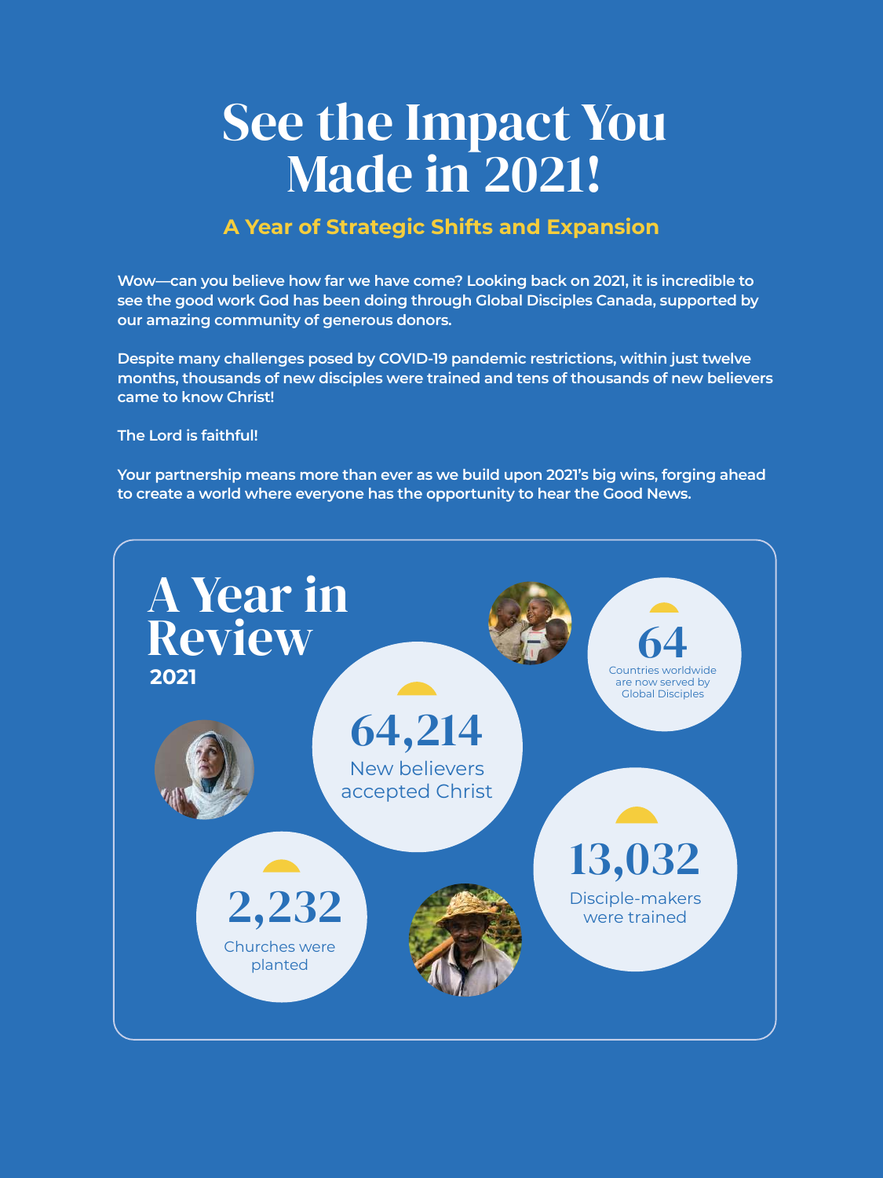# See the Impact You Made in 2021!

## A Year of Strategic Shifts and Expansion

Wow—can you believe how far we have come? Looking back on 2021, it is incredible to see the good work God has been doing through Global Disciples Canada, supported by our amazing community of generous donors.

Despite many challenges posed by COVID-19 pandemic restrictions, within just twelve months, thousands of new disciples were trained and tens of thousands of new believers came to know Christ!

The Lord is faithful!

Your partnership means more than ever as we build upon 2021's big wins, forging ahead to create a world where everyone has the opportunity to hear the Good News.

## A Year in Review

**2021**

**64**
Countries worldwide are now served by Global Disciples

**64,214**
New believers accepted Christ

**13,032**
Disciple-makers were trained

**2,232**
Churches were planted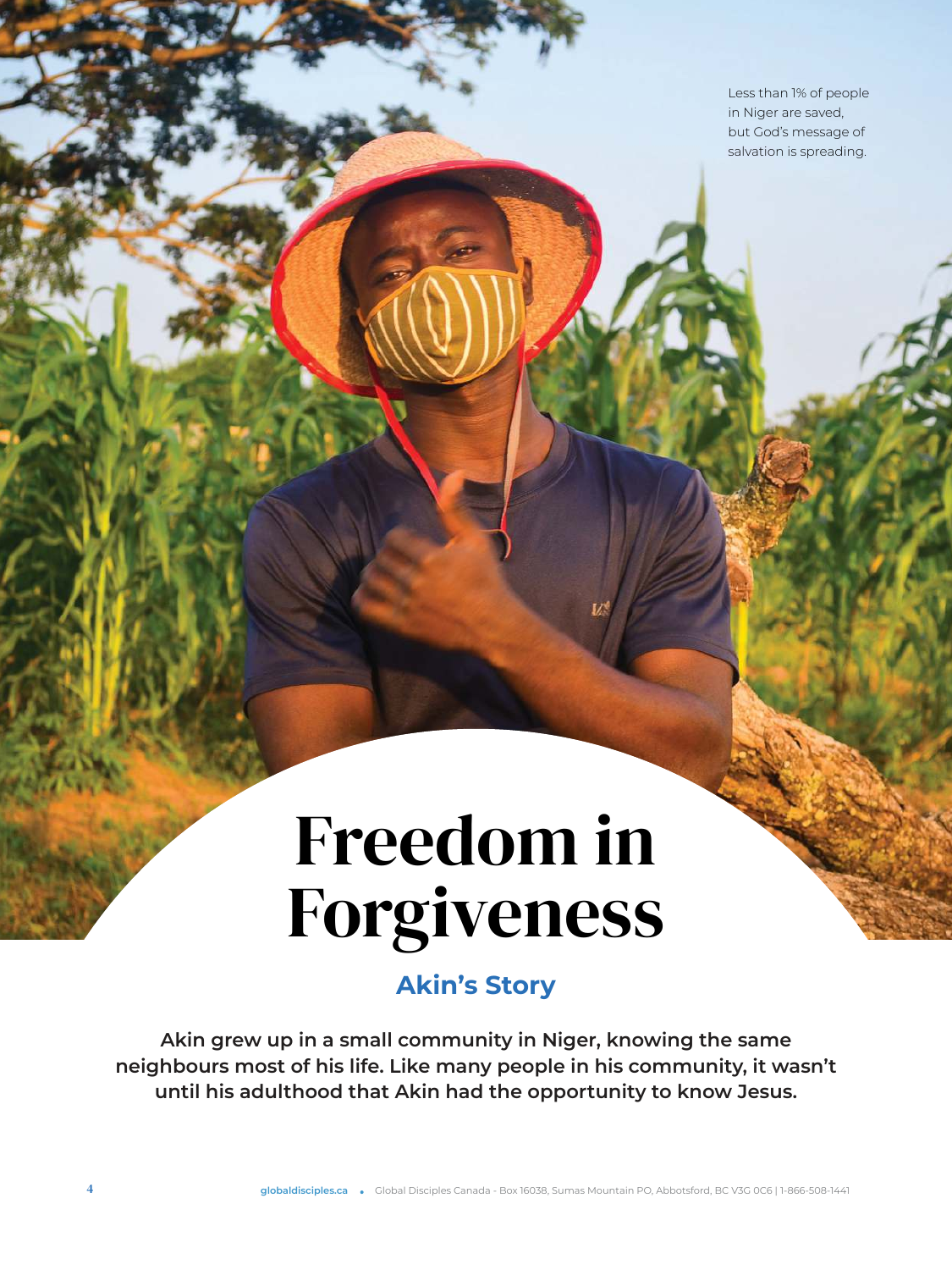Less than 1% of people in Niger are saved, but God's message of salvation is spreading.

# Freedom in Forgiveness

## Akin's Story

**Akin grew up in a small community in Niger, knowing the same neighbours most of his life. Like many people in his community, it wasn't until his adulthood that Akin had the opportunity to know Jesus.**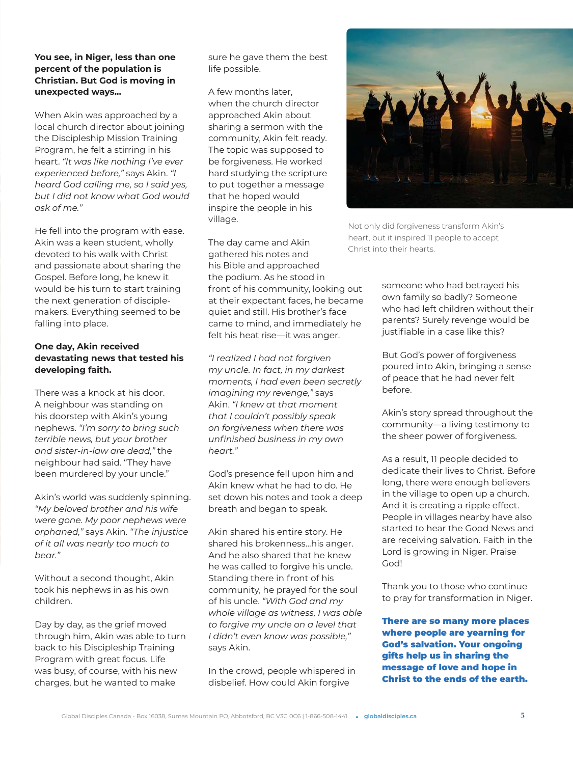**You see, in Niger, less than one percent of the population is Christian. But God is moving in unexpected ways...**

When Akin was approached by a local church director about joining the Discipleship Mission Training Program, he felt a stirring in his heart. *"It was like nothing I've ever experienced before,"* says Akin. *"I heard God calling me, so I said yes, but I did not know what God would ask of me."*

He fell into the program with ease. Akin was a keen student, wholly devoted to his walk with Christ and passionate about sharing the Gospel. Before long, he knew it would be his turn to start training the next generation of disciple-makers. Everything seemed to be falling into place.

**One day, Akin received devastating news that tested his developing faith.**

There was a knock at his door. A neighbour was standing on his doorstep with Akin's young nephews. *"I'm sorry to bring such terrible news, but your brother and sister-in-law are dead,"* the neighbour had said. "They have been murdered by your uncle."

Akin's world was suddenly spinning. *"My beloved brother and his wife were gone. My poor nephews were orphaned,"* says Akin. *"The injustice of it all was nearly too much to bear."*

Without a second thought, Akin took his nephews in as his own children.

Day by day, as the grief moved through him, Akin was able to turn back to his Discipleship Training Program with great focus. Life was busy, of course, with his new charges, but he wanted to make sure he gave them the best life possible.

A few months later, when the church director approached Akin about sharing a sermon with the community, Akin felt ready. The topic was supposed to be forgiveness. He worked hard studying the scripture to put together a message that he hoped would inspire the people in his village.

The day came and Akin gathered his notes and his Bible and approached the podium. As he stood in front of his community, looking out at their expectant faces, he became quiet and still. His brother's face came to mind, and immediately he felt his heat rise—it was anger.

*"I realized I had not forgiven my uncle. In fact, in my darkest moments, I had even been secretly imagining my revenge,"* says Akin. *"I knew at that moment that I couldn't possibly speak on forgiveness when there was unfinished business in my own heart."*

God's presence fell upon him and Akin knew what he had to do. He set down his notes and took a deep breath and began to speak.

Akin shared his entire story. He shared his brokenness...his anger. And he also shared that he knew he was called to forgive his uncle. Standing there in front of his community, he prayed for the soul of his uncle. *"With God and my whole village as witness, I was able to forgive my uncle on a level that I didn't even know was possible,"* says Akin.

In the crowd, people whispered in disbelief. How could Akin forgive someone who had betrayed his own family so badly? Someone who had left children without their parents? Surely revenge would be justifiable in a case like this?

Not only did forgiveness transform Akin's heart, but it inspired 11 people to accept Christ into their hearts.

But God's power of forgiveness poured into Akin, bringing a sense of peace that he had never felt before.

Akin's story spread throughout the community—a living testimony to the sheer power of forgiveness.

As a result, 11 people decided to dedicate their lives to Christ. Before long, there were enough believers in the village to open up a church. And it is creating a ripple effect. People in villages nearby have also started to hear the Good News and are receiving salvation. Faith in the Lord is growing in Niger. Praise God!

Thank you to those who continue to pray for transformation in Niger.

**There are so many more places where people are yearning for God's salvation. Your ongoing gifts help us in sharing the message of love and hope in Christ to the ends of the earth.**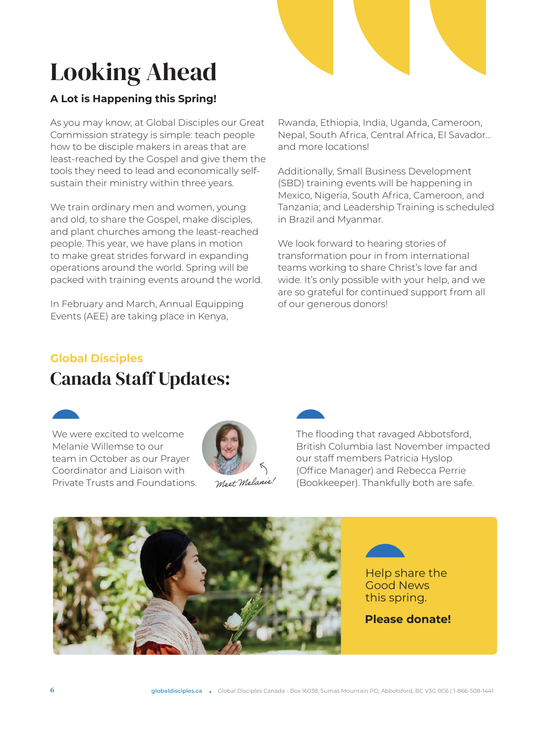# Looking Ahead

**A Lot is Happening this Spring!**

As you may know, at Global Disciples our Great Commission strategy is simple: teach people how to be disciple makers in areas that are least-reached by the Gospel and give them the tools they need to lead and economically self-sustain their ministry within three years.

We train ordinary men and women, young and old, to share the Gospel, make disciples, and plant churches among the least-reached people. This year, we have plans in motion to make great strides forward in expanding operations around the world. Spring will be packed with training events around the world.

In February and March, Annual Equipping Events (AEE) are taking place in Kenya, Rwanda, Ethiopia, India, Uganda, Cameroon, Nepal, South Africa, Central Africa, El Savador… and more locations!

Additionally, Small Business Development (SBD) training events will be happening in Mexico, Nigeria, South Africa, Cameroon, and Tanzania; and Leadership Training is scheduled in Brazil and Myanmar.

We look forward to hearing stories of transformation pour in from international teams working to share Christ's love far and wide. It's only possible with your help, and we are so grateful for continued support from all of our generous donors!

## Global Disciples

# Canada Staff Updates:

We were excited to welcome Melanie Willemse to our team in October as our Prayer Coordinator and Liaison with Private Trusts and Foundations.

*Meet Melanie!*

The flooding that ravaged Abbotsford, British Columbia last November impacted our staff members Patricia Hyslop (Office Manager) and Rebecca Perrie (Bookkeeper). Thankfully both are safe.

Help share the Good News this spring.

**Please donate!**

globaldisciples.ca • Global Disciples Canada - Box 16038, Sumas Mountain PO, Abbotsford, BC V3G 0C6 | 1-866-508-1441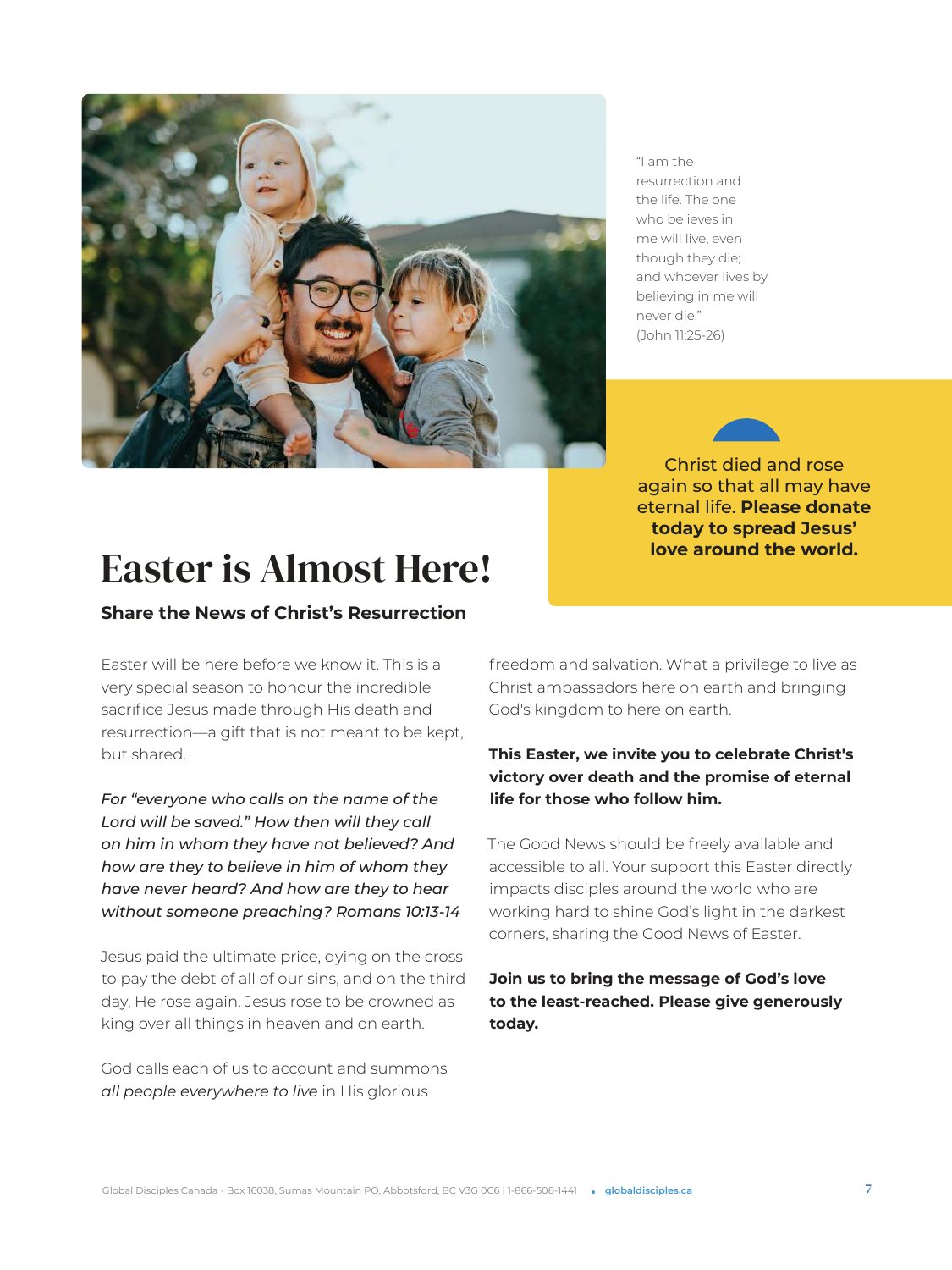"I am the resurrection and the life. The one who believes in me will live, even though they die; and whoever lives by believing in me will never die." (John 11:25-26)

Christ died and rose again so that all may have eternal life. **Please donate today to spread Jesus' love around the world.**

# Easter is Almost Here!

### Share the News of Christ's Resurrection

Easter will be here before we know it. This is a very special season to honour the incredible sacrifice Jesus made through His death and resurrection—a gift that is not meant to be kept, but shared.

*For "everyone who calls on the name of the Lord will be saved." How then will they call on him in whom they have not believed? And how are they to believe in him of whom they have never heard? And how are they to hear without someone preaching? Romans 10:13-14*

Jesus paid the ultimate price, dying on the cross to pay the debt of all of our sins, and on the third day, He rose again. Jesus rose to be crowned as king over all things in heaven and on earth.

God calls each of us to account and summons *all people everywhere to live* in His glorious freedom and salvation. What a privilege to live as Christ ambassadors here on earth and bringing God's kingdom to here on earth.

**This Easter, we invite you to celebrate Christ's victory over death and the promise of eternal life for those who follow him.**

The Good News should be freely available and accessible to all. Your support this Easter directly impacts disciples around the world who are working hard to shine God's light in the darkest corners, sharing the Good News of Easter.

**Join us to bring the message of God's love to the least-reached. Please give generously today.**

Global Disciples Canada - Box 16038, Sumas Mountain PO, Abbotsford, BC V3G 0C6 | 1-866-508-1441 • globaldisciples.ca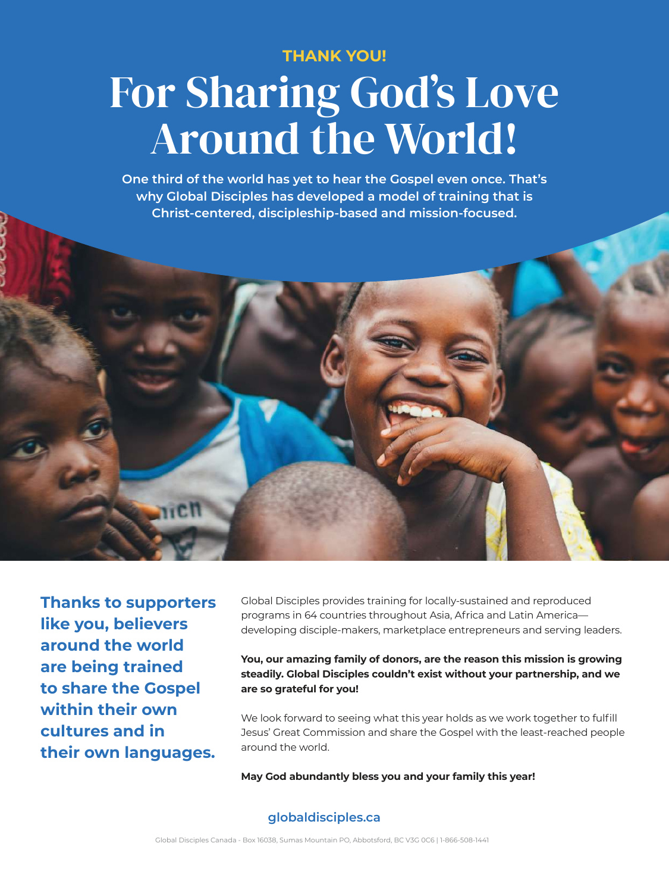**THANK YOU!**

# For Sharing God's Love Around the World!

**One third of the world has yet to hear the Gospel even once. That's why Global Disciples has developed a model of training that is Christ-centered, discipleship-based and mission-focused.**

## Thanks to supporters like you, believers around the world are being trained to share the Gospel within their own cultures and in their own languages.

Global Disciples provides training for locally-sustained and reproduced programs in 64 countries throughout Asia, Africa and Latin America—developing disciple-makers, marketplace entrepreneurs and serving leaders.

**You, our amazing family of donors, are the reason this mission is growing steadily. Global Disciples couldn't exist without your partnership, and we are so grateful for you!**

We look forward to seeing what this year holds as we work together to fulfill Jesus' Great Commission and share the Gospel with the least-reached people around the world.

**May God abundantly bless you and your family this year!**

**globaldisciples.ca**

Global Disciples Canada - Box 16038, Sumas Mountain PO, Abbotsford, BC V3G 0C6 | 1-866-508-1441